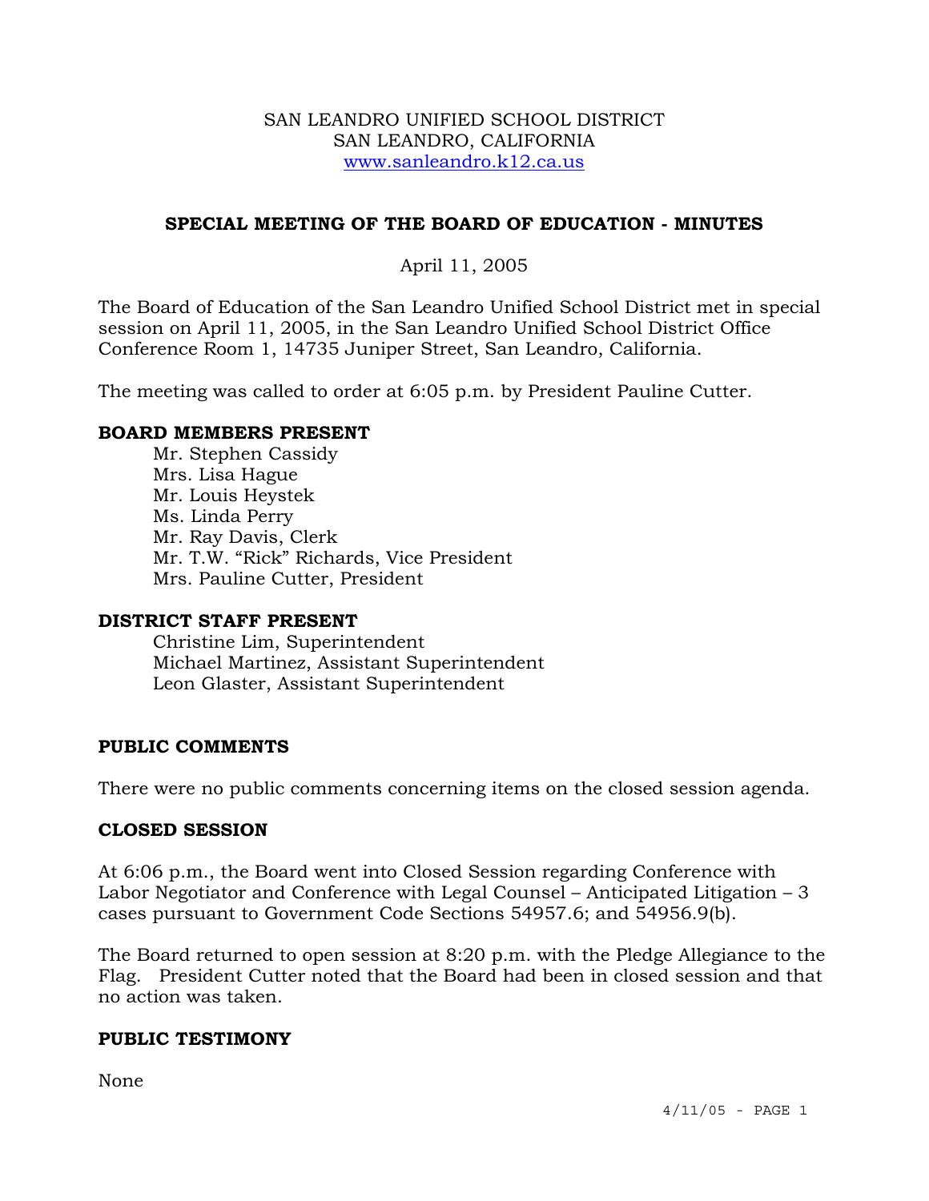SAN LEANDRO UNIFIED SCHOOL DISTRICT
SAN LEANDRO, CALIFORNIA
www.sanleandro.k12.ca.us

## SPECIAL MEETING OF THE BOARD OF EDUCATION - MINUTES

April 11, 2005

The Board of Education of the San Leandro Unified School District met in special session on April 11, 2005, in the San Leandro Unified School District Office Conference Room 1, 14735 Juniper Street, San Leandro, California.

The meeting was called to order at 6:05 p.m. by President Pauline Cutter.

### BOARD MEMBERS PRESENT

Mr. Stephen Cassidy
Mrs. Lisa Hague
Mr. Louis Heystek
Ms. Linda Perry
Mr. Ray Davis, Clerk
Mr. T.W. "Rick" Richards, Vice President
Mrs. Pauline Cutter, President

### DISTRICT STAFF PRESENT

Christine Lim, Superintendent
Michael Martinez, Assistant Superintendent
Leon Glaster, Assistant Superintendent

### PUBLIC COMMENTS

There were no public comments concerning items on the closed session agenda.

### CLOSED SESSION

At 6:06 p.m., the Board went into Closed Session regarding Conference with Labor Negotiator and Conference with Legal Counsel – Anticipated Litigation – 3 cases pursuant to Government Code Sections 54957.6; and 54956.9(b).

The Board returned to open session at 8:20 p.m. with the Pledge Allegiance to the Flag. President Cutter noted that the Board had been in closed session and that no action was taken.

### PUBLIC TESTIMONY

None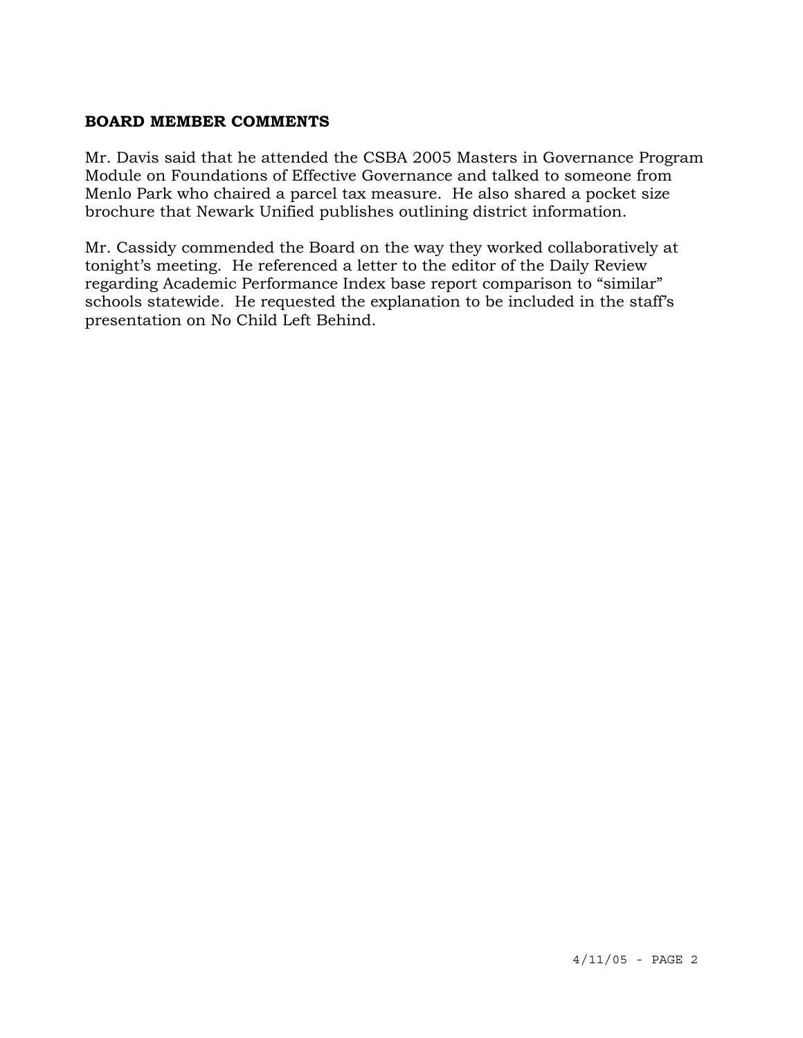## BOARD MEMBER COMMENTS

Mr. Davis said that he attended the CSBA 2005 Masters in Governance Program Module on Foundations of Effective Governance and talked to someone from Menlo Park who chaired a parcel tax measure. He also shared a pocket size brochure that Newark Unified publishes outlining district information.

Mr. Cassidy commended the Board on the way they worked collaboratively at tonight's meeting. He referenced a letter to the editor of the Daily Review regarding Academic Performance Index base report comparison to "similar" schools statewide. He requested the explanation to be included in the staff's presentation on No Child Left Behind.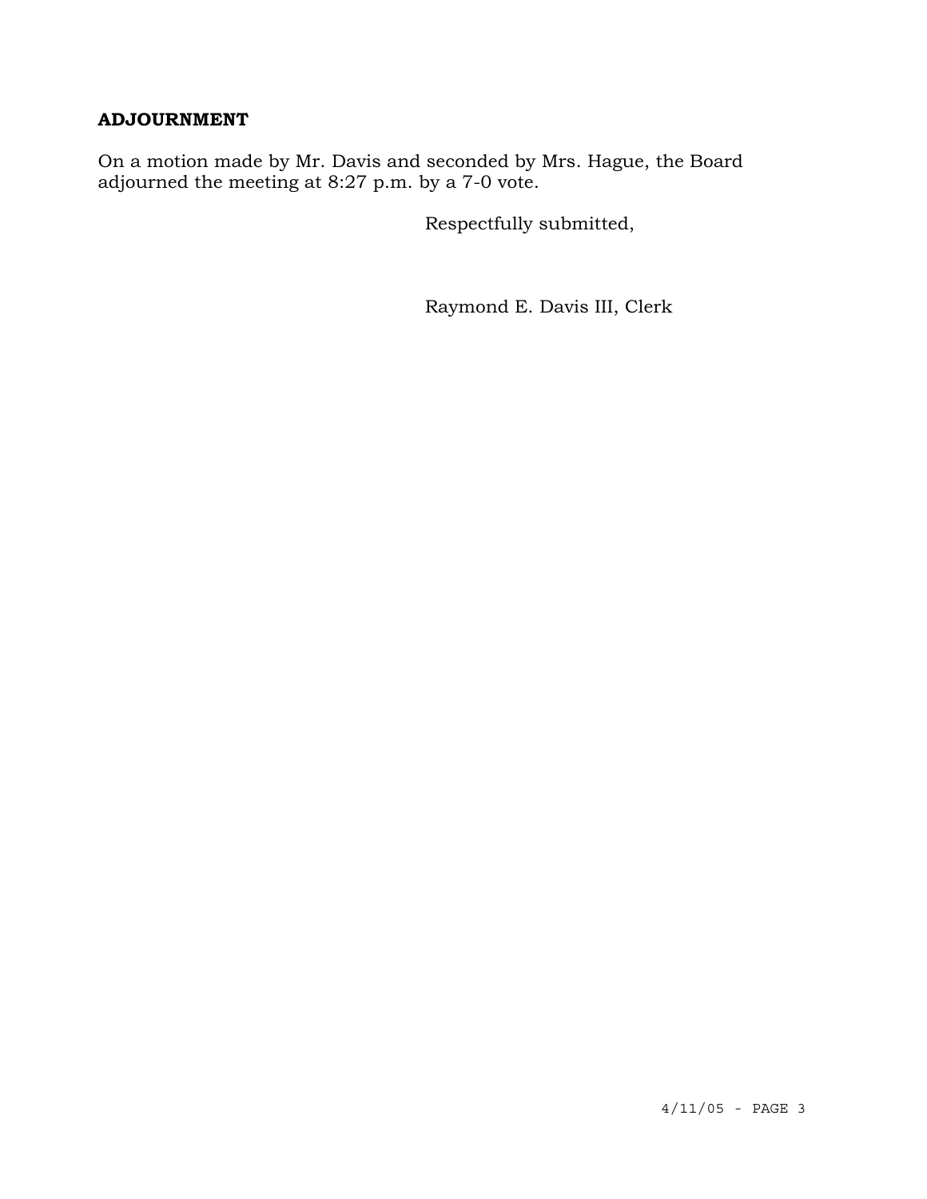## ADJOURNMENT

On a motion made by Mr. Davis and seconded by Mrs. Hague, the Board adjourned the meeting at 8:27 p.m. by a 7-0 vote.

Respectfully submitted,

Raymond E. Davis III, Clerk